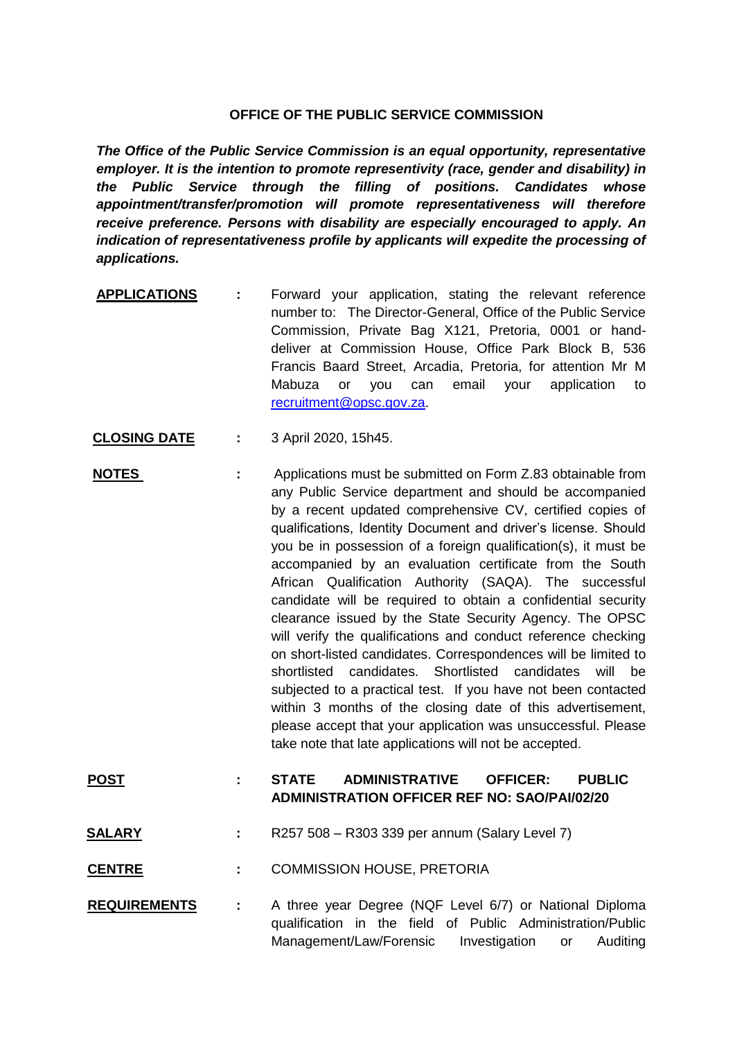# OFFICE OF THE PUBLIC SERVICE COMMISSION

***The Office of the Public Service Commission is an equal opportunity, representative employer. It is the intention to promote representivity (race, gender and disability) in the Public Service through the filling of positions. Candidates whose appointment/transfer/promotion will promote representativeness will therefore receive preference. Persons with disability are especially encouraged to apply. An indication of representativeness profile by applicants will expedite the processing of applications.***

**APPLICATIONS** : Forward your application, stating the relevant reference number to: The Director-General, Office of the Public Service Commission, Private Bag X121, Pretoria, 0001 or hand-deliver at Commission House, Office Park Block B, 536 Francis Baard Street, Arcadia, Pretoria, for attention Mr M Mabuza or you can email your application to recruitment@opsc.gov.za.

**CLOSING DATE** : 3 April 2020, 15h45.

**NOTES** : Applications must be submitted on Form Z.83 obtainable from any Public Service department and should be accompanied by a recent updated comprehensive CV, certified copies of qualifications, Identity Document and driver's license. Should you be in possession of a foreign qualification(s), it must be accompanied by an evaluation certificate from the South African Qualification Authority (SAQA). The successful candidate will be required to obtain a confidential security clearance issued by the State Security Agency. The OPSC will verify the qualifications and conduct reference checking on short-listed candidates. Correspondences will be limited to shortlisted candidates. Shortlisted candidates will be subjected to a practical test. If you have not been contacted within 3 months of the closing date of this advertisement, please accept that your application was unsuccessful. Please take note that late applications will not be accepted.

**POST** : **STATE ADMINISTRATIVE OFFICER: PUBLIC ADMINISTRATION OFFICER REF NO: SAO/PAI/02/20**

**SALARY** : R257 508 – R303 339 per annum (Salary Level 7)

**CENTRE** : COMMISSION HOUSE, PRETORIA

**REQUIREMENTS** : A three year Degree (NQF Level 6/7) or National Diploma qualification in the field of Public Administration/Public Management/Law/Forensic Investigation or Auditing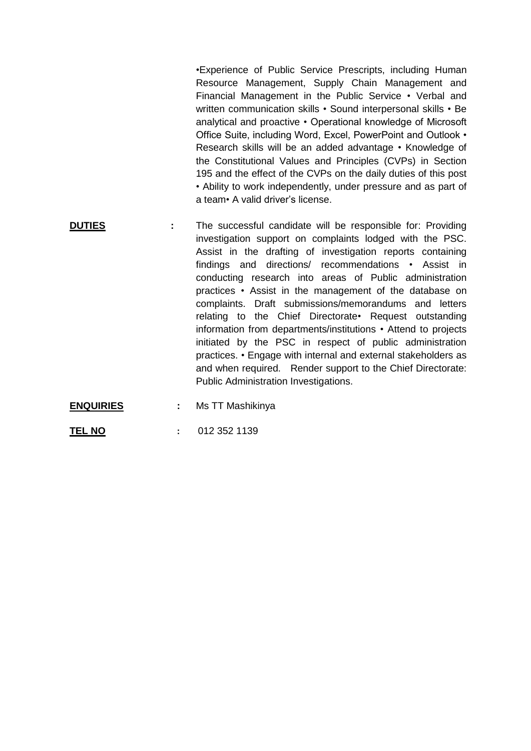•Experience of Public Service Prescripts, including Human Resource Management, Supply Chain Management and Financial Management in the Public Service • Verbal and written communication skills • Sound interpersonal skills • Be analytical and proactive • Operational knowledge of Microsoft Office Suite, including Word, Excel, PowerPoint and Outlook • Research skills will be an added advantage • Knowledge of the Constitutional Values and Principles (CVPs) in Section 195 and the effect of the CVPs on the daily duties of this post • Ability to work independently, under pressure and as part of a team• A valid driver's license.

**DUTIES** : The successful candidate will be responsible for: Providing investigation support on complaints lodged with the PSC. Assist in the drafting of investigation reports containing findings and directions/ recommendations • Assist in conducting research into areas of Public administration practices • Assist in the management of the database on complaints. Draft submissions/memorandums and letters relating to the Chief Directorate• Request outstanding information from departments/institutions • Attend to projects initiated by the PSC in respect of public administration practices. • Engage with internal and external stakeholders as and when required. Render support to the Chief Directorate: Public Administration Investigations.

**ENQUIRIES** : Ms TT Mashikinya

**TEL NO** : 012 352 1139